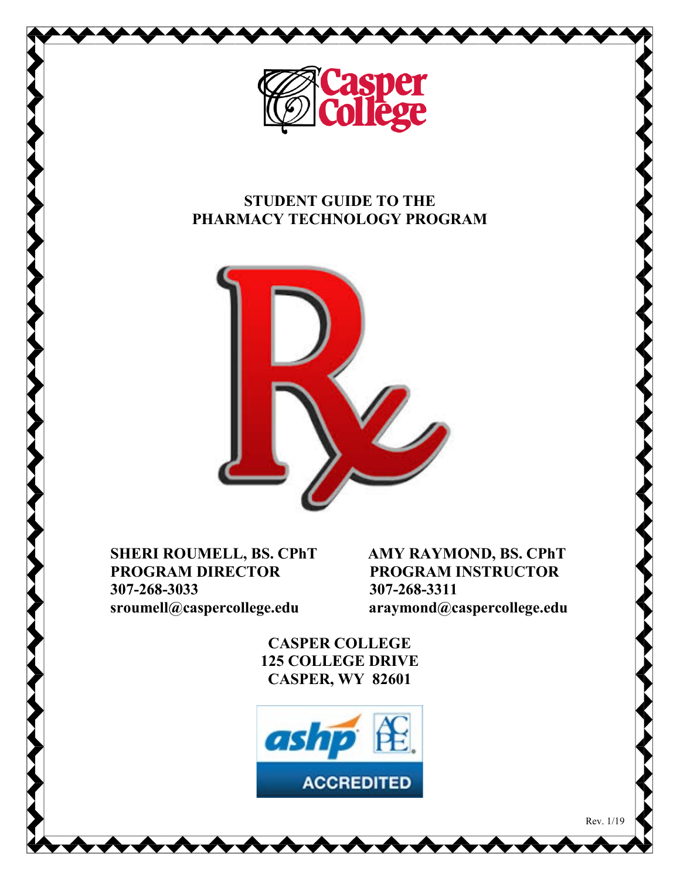# STUDENT GUIDE TO THE PHARMACY TECHNOLOGY PROGRAM

**SHERI ROUMELL, BS. CPhT**
**PROGRAM DIRECTOR**
**307-268-3033**
**sroumell@caspercollege.edu**

**AMY RAYMOND, BS. CPhT**
**PROGRAM INSTRUCTOR**
**307-268-3311**
**araymond@caspercollege.edu**

**CASPER COLLEGE**
**125 COLLEGE DRIVE**
**CASPER, WY 82601**

Rev. 1/19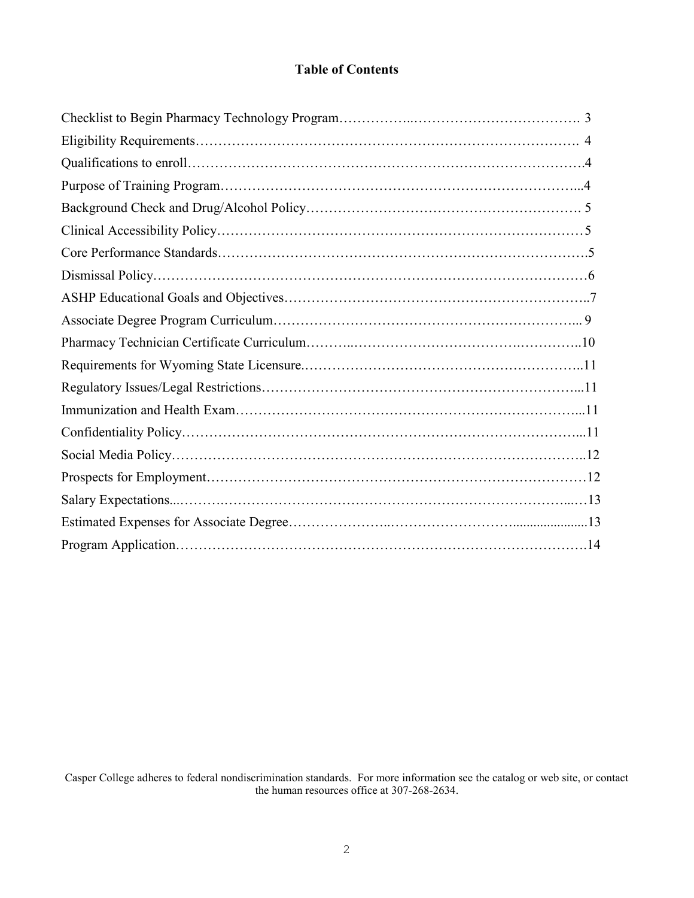## Table of Contents

Checklist to Begin Pharmacy Technology Program……………..………………………………. 3
Eligibility Requirements………………………………………………………………………. 4
Qualifications to enroll……………………………………………………………………….4
Purpose of Training Program…………………………………………………………………...4
Background Check and Drug/Alcohol Policy…………………………………………………. 5
Clinical Accessibility Policy……………………………………………………………………5
Core Performance Standards…………………………………………………………………….5
Dismissal Policy…………………………………………………………………………………6
ASHP Educational Goals and Objectives………………………………………………………..7
Associate Degree Program Curriculum………………………………………………………... 9
Pharmacy Technician Certificate Curriculum………..……………………………….…………..10
Requirements for Wyoming State Licensure.……………………………………………………..11
Regulatory Issues/Legal Restrictions…………………………………………………………...11
Immunization and Health Exam…………………………………………………………………...11
Confidentiality Policy……………………………………………………………………………...11
Social Media Policy………………………………………………………………………………..12
Prospects for Employment…………………………………………………………………………12
Salary Expectations...……….………………………………………………………………...…13
Estimated Expenses for Associate Degree…………………..……………………….....................13
Program Application……………………………………………………………………………….14

Casper College adheres to federal nondiscrimination standards. For more information see the catalog or web site, or contact the human resources office at 307-268-2634.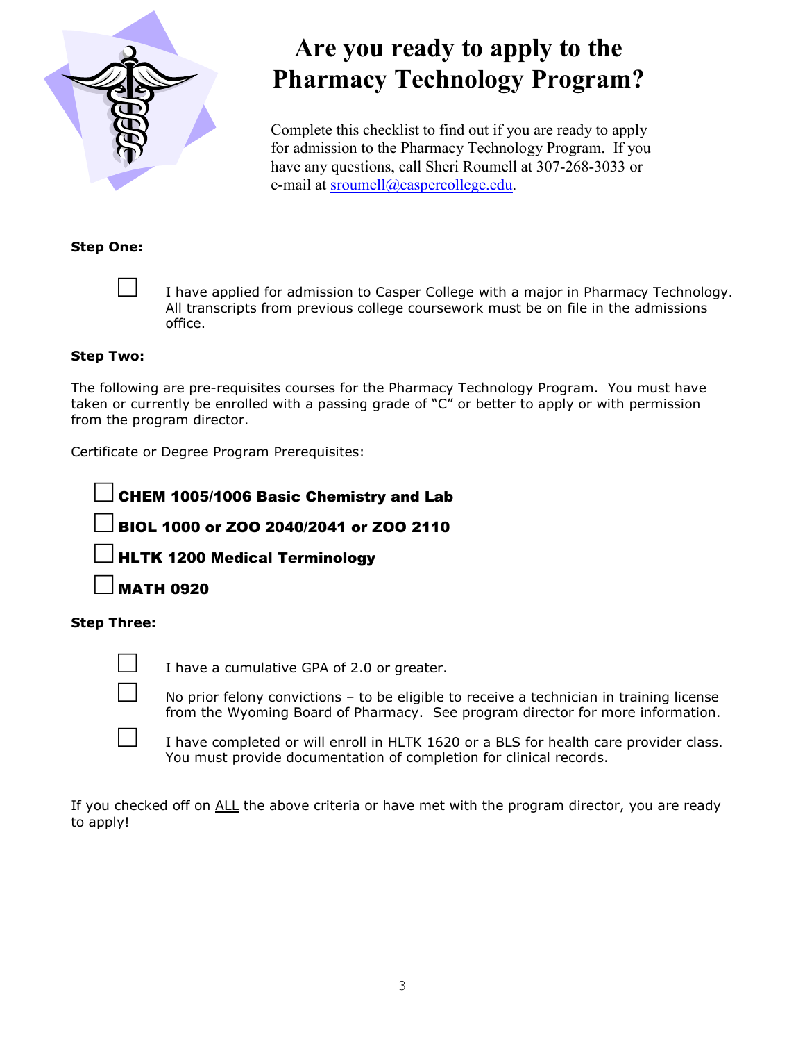# Are you ready to apply to the Pharmacy Technology Program?

Complete this checklist to find out if you are ready to apply for admission to the Pharmacy Technology Program. If you have any questions, call Sheri Roumell at 307-268-3033 or e-mail at sroumell@caspercollege.edu.

**Step One:**

☐ I have applied for admission to Casper College with a major in Pharmacy Technology. All transcripts from previous college coursework must be on file in the admissions office.

**Step Two:**

The following are pre-requisites courses for the Pharmacy Technology Program. You must have taken or currently be enrolled with a passing grade of "C" or better to apply or with permission from the program director.

Certificate or Degree Program Prerequisites:

☐ **CHEM 1005/1006 Basic Chemistry and Lab**

☐ **BIOL 1000 or ZOO 2040/2041 or ZOO 2110**

☐ **HLTK 1200 Medical Terminology**

☐ **MATH 0920**

**Step Three:**

☐ I have a cumulative GPA of 2.0 or greater.

☐ No prior felony convictions – to be eligible to receive a technician in training license from the Wyoming Board of Pharmacy. See program director for more information.

☐ I have completed or will enroll in HLTK 1620 or a BLS for health care provider class. You must provide documentation of completion for clinical records.

If you checked off on ALL the above criteria or have met with the program director, you are ready to apply!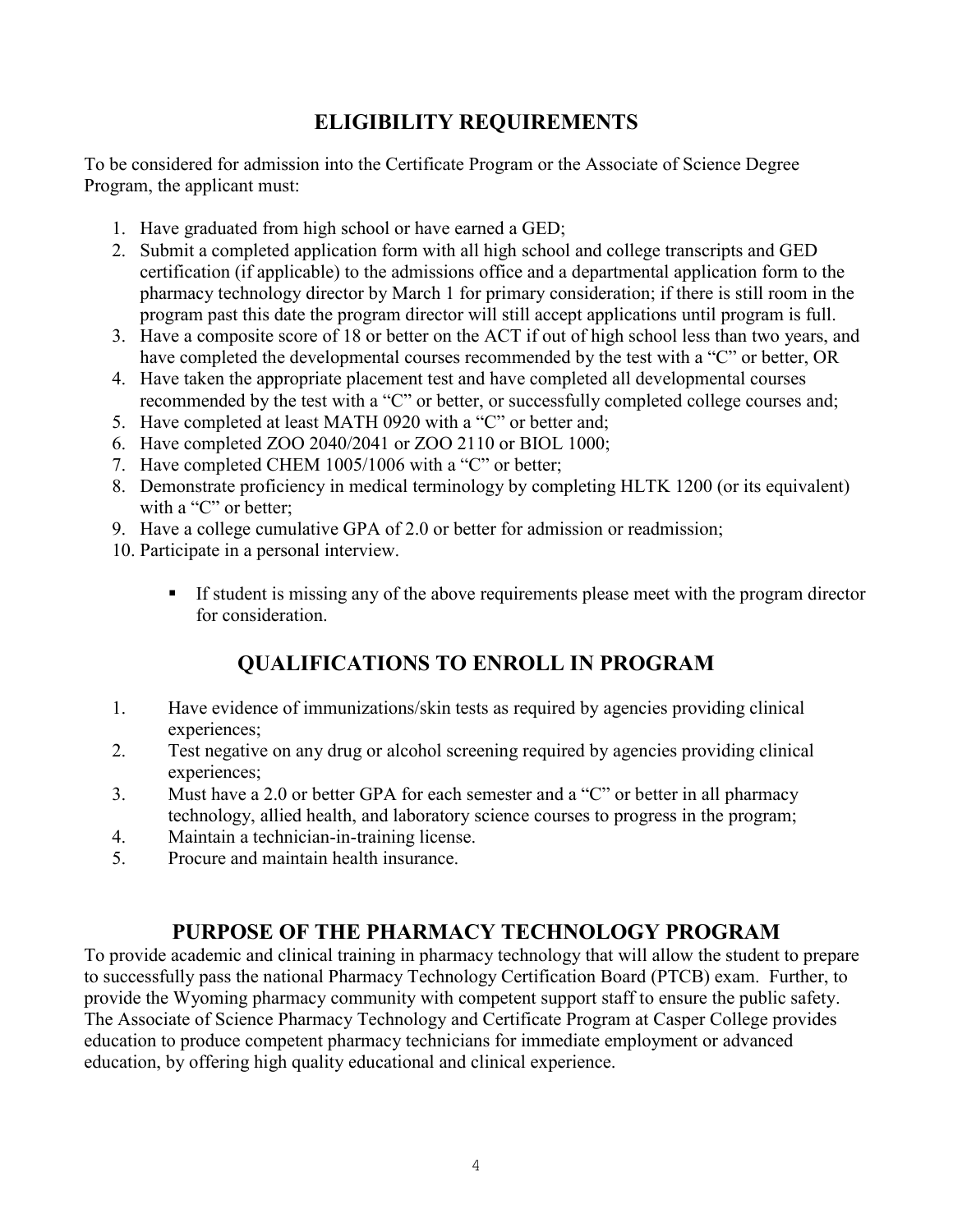## ELIGIBILITY REQUIREMENTS

To be considered for admission into the Certificate Program or the Associate of Science Degree Program, the applicant must:

1. Have graduated from high school or have earned a GED;
2. Submit a completed application form with all high school and college transcripts and GED certification (if applicable) to the admissions office and a departmental application form to the pharmacy technology director by March 1 for primary consideration; if there is still room in the program past this date the program director will still accept applications until program is full.
3. Have a composite score of 18 or better on the ACT if out of high school less than two years, and have completed the developmental courses recommended by the test with a "C" or better, OR
4. Have taken the appropriate placement test and have completed all developmental courses recommended by the test with a "C" or better, or successfully completed college courses and;
5. Have completed at least MATH 0920 with a "C" or better and;
6. Have completed ZOO 2040/2041 or ZOO 2110 or BIOL 1000;
7. Have completed CHEM 1005/1006 with a "C" or better;
8. Demonstrate proficiency in medical terminology by completing HLTK 1200 (or its equivalent) with a "C" or better;
9. Have a college cumulative GPA of 2.0 or better for admission or readmission;
10. Participate in a personal interview.

   - If student is missing any of the above requirements please meet with the program director for consideration.

## QUALIFICATIONS TO ENROLL IN PROGRAM

1. Have evidence of immunizations/skin tests as required by agencies providing clinical experiences;
2. Test negative on any drug or alcohol screening required by agencies providing clinical experiences;
3. Must have a 2.0 or better GPA for each semester and a "C" or better in all pharmacy technology, allied health, and laboratory science courses to progress in the program;
4. Maintain a technician-in-training license.
5. Procure and maintain health insurance.

## PURPOSE OF THE PHARMACY TECHNOLOGY PROGRAM

To provide academic and clinical training in pharmacy technology that will allow the student to prepare to successfully pass the national Pharmacy Technology Certification Board (PTCB) exam. Further, to provide the Wyoming pharmacy community with competent support staff to ensure the public safety. The Associate of Science Pharmacy Technology and Certificate Program at Casper College provides education to produce competent pharmacy technicians for immediate employment or advanced education, by offering high quality educational and clinical experience.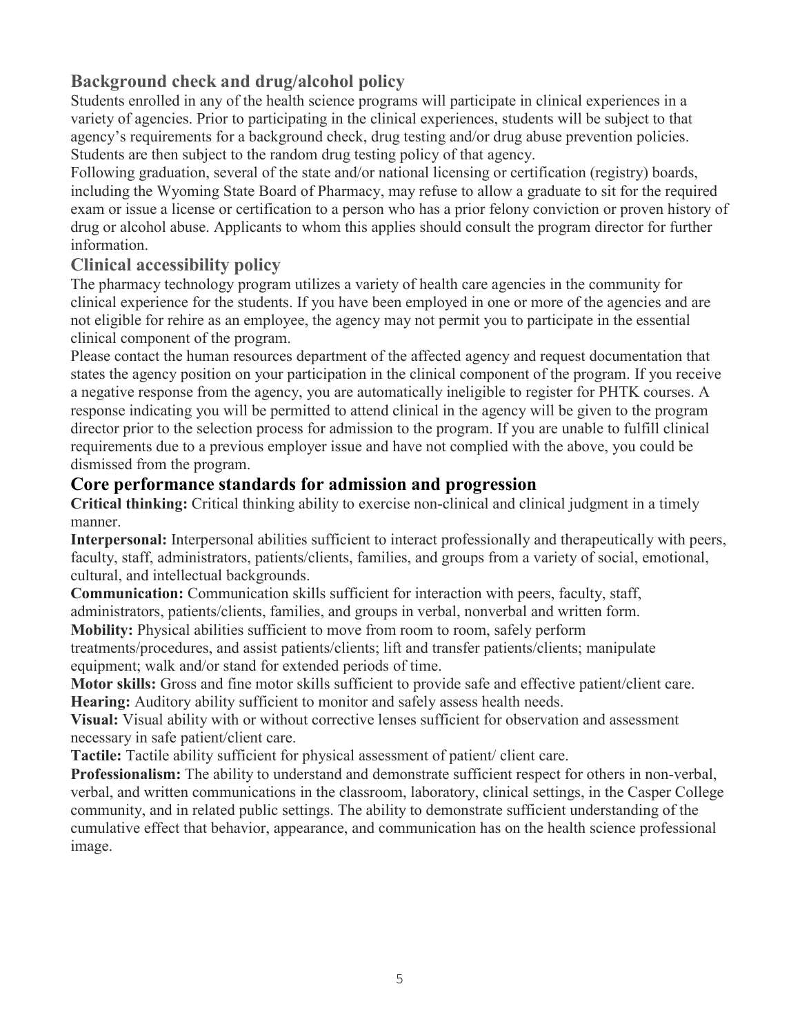## Background check and drug/alcohol policy

Students enrolled in any of the health science programs will participate in clinical experiences in a variety of agencies. Prior to participating in the clinical experiences, students will be subject to that agency's requirements for a background check, drug testing and/or drug abuse prevention policies. Students are then subject to the random drug testing policy of that agency.

Following graduation, several of the state and/or national licensing or certification (registry) boards, including the Wyoming State Board of Pharmacy, may refuse to allow a graduate to sit for the required exam or issue a license or certification to a person who has a prior felony conviction or proven history of drug or alcohol abuse. Applicants to whom this applies should consult the program director for further information.

## Clinical accessibility policy

The pharmacy technology program utilizes a variety of health care agencies in the community for clinical experience for the students. If you have been employed in one or more of the agencies and are not eligible for rehire as an employee, the agency may not permit you to participate in the essential clinical component of the program.

Please contact the human resources department of the affected agency and request documentation that states the agency position on your participation in the clinical component of the program. If you receive a negative response from the agency, you are automatically ineligible to register for PHTK courses. A response indicating you will be permitted to attend clinical in the agency will be given to the program director prior to the selection process for admission to the program. If you are unable to fulfill clinical requirements due to a previous employer issue and have not complied with the above, you could be dismissed from the program.

## Core performance standards for admission and progression

**Critical thinking:** Critical thinking ability to exercise non-clinical and clinical judgment in a timely manner.

**Interpersonal:** Interpersonal abilities sufficient to interact professionally and therapeutically with peers, faculty, staff, administrators, patients/clients, families, and groups from a variety of social, emotional, cultural, and intellectual backgrounds.

**Communication:** Communication skills sufficient for interaction with peers, faculty, staff, administrators, patients/clients, families, and groups in verbal, nonverbal and written form.

**Mobility:** Physical abilities sufficient to move from room to room, safely perform treatments/procedures, and assist patients/clients; lift and transfer patients/clients; manipulate equipment; walk and/or stand for extended periods of time.

**Motor skills:** Gross and fine motor skills sufficient to provide safe and effective patient/client care.

**Hearing:** Auditory ability sufficient to monitor and safely assess health needs.

**Visual:** Visual ability with or without corrective lenses sufficient for observation and assessment necessary in safe patient/client care.

**Tactile:** Tactile ability sufficient for physical assessment of patient/ client care.

**Professionalism:** The ability to understand and demonstrate sufficient respect for others in non-verbal, verbal, and written communications in the classroom, laboratory, clinical settings, in the Casper College community, and in related public settings. The ability to demonstrate sufficient understanding of the cumulative effect that behavior, appearance, and communication has on the health science professional image.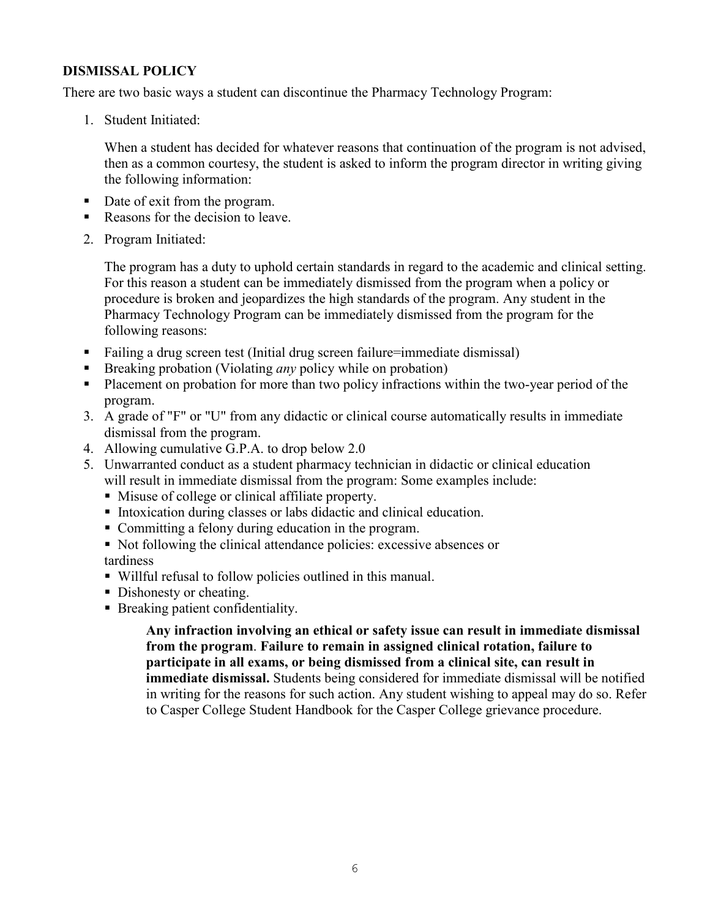## DISMISSAL POLICY

There are two basic ways a student can discontinue the Pharmacy Technology Program:

1. Student Initiated:

   When a student has decided for whatever reasons that continuation of the program is not advised, then as a common courtesy, the student is asked to inform the program director in writing giving the following information:

- Date of exit from the program.
- Reasons for the decision to leave.

2. Program Initiated:

   The program has a duty to uphold certain standards in regard to the academic and clinical setting. For this reason a student can be immediately dismissed from the program when a policy or procedure is broken and jeopardizes the high standards of the program. Any student in the Pharmacy Technology Program can be immediately dismissed from the program for the following reasons:

- Failing a drug screen test (Initial drug screen failure=immediate dismissal)
- Breaking probation (Violating *any* policy while on probation)
- Placement on probation for more than two policy infractions within the two-year period of the program.

3. A grade of "F" or "U" from any didactic or clinical course automatically results in immediate dismissal from the program.
4. Allowing cumulative G.P.A. to drop below 2.0
5. Unwarranted conduct as a student pharmacy technician in didactic or clinical education will result in immediate dismissal from the program: Some examples include:
   - Misuse of college or clinical affiliate property.
   - Intoxication during classes or labs didactic and clinical education.
   - Committing a felony during education in the program.
   - Not following the clinical attendance policies: excessive absences or tardiness
   - Willful refusal to follow policies outlined in this manual.
   - Dishonesty or cheating.
   - Breaking patient confidentiality.

   **Any infraction involving an ethical or safety issue can result in immediate dismissal from the program**. **Failure to remain in assigned clinical rotation, failure to participate in all exams, or being dismissed from a clinical site, can result in immediate dismissal.** Students being considered for immediate dismissal will be notified in writing for the reasons for such action. Any student wishing to appeal may do so. Refer to Casper College Student Handbook for the Casper College grievance procedure.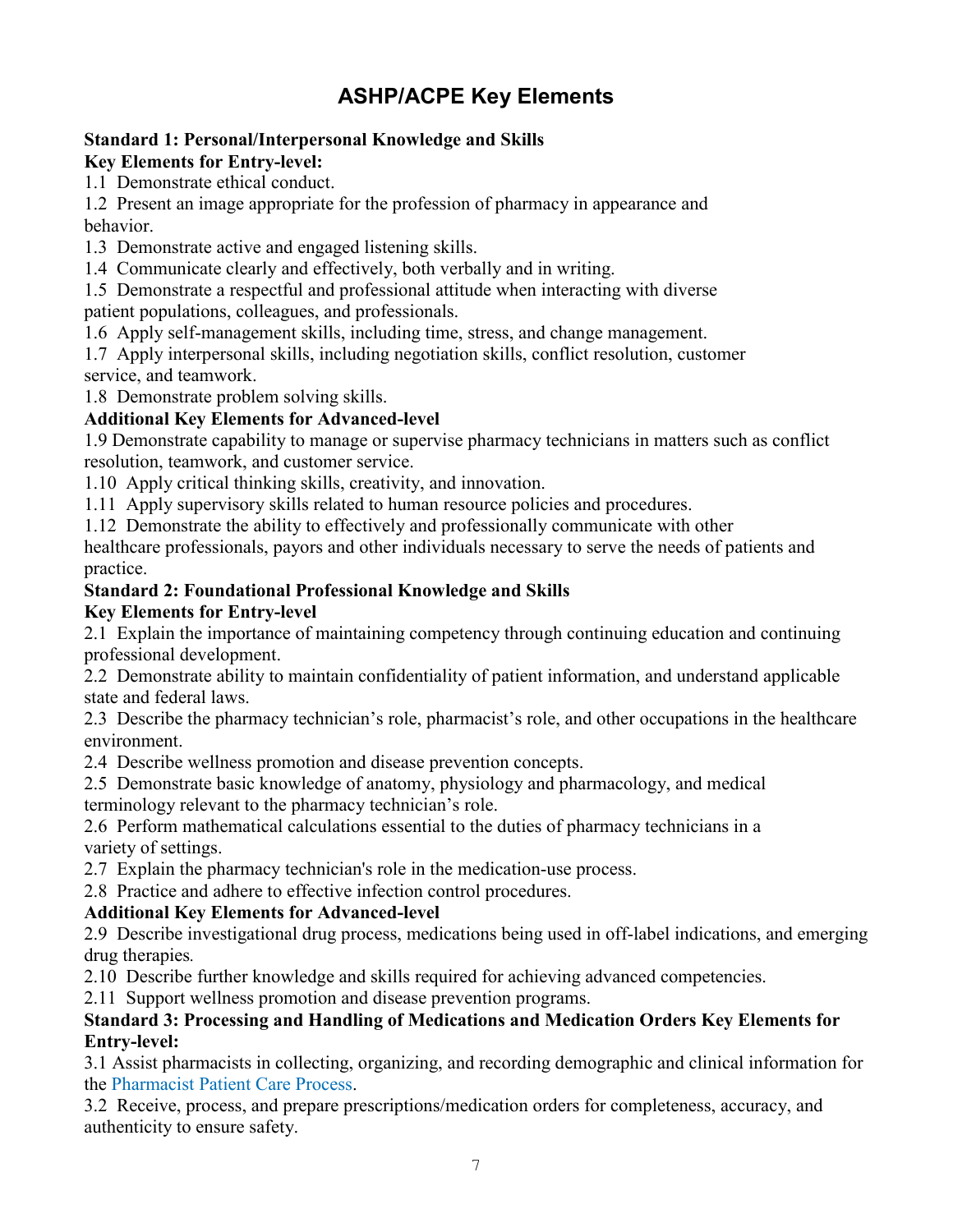# ASHP/ACPE Key Elements

**Standard 1: Personal/Interpersonal Knowledge and Skills**
**Key Elements for Entry-level:**

1.1 Demonstrate ethical conduct.
1.2 Present an image appropriate for the profession of pharmacy in appearance and behavior.
1.3 Demonstrate active and engaged listening skills.
1.4 Communicate clearly and effectively, both verbally and in writing.
1.5 Demonstrate a respectful and professional attitude when interacting with diverse patient populations, colleagues, and professionals.
1.6 Apply self-management skills, including time, stress, and change management.
1.7 Apply interpersonal skills, including negotiation skills, conflict resolution, customer service, and teamwork.
1.8 Demonstrate problem solving skills.

**Additional Key Elements for Advanced-level**

1.9 Demonstrate capability to manage or supervise pharmacy technicians in matters such as conflict resolution, teamwork, and customer service.
1.10 Apply critical thinking skills, creativity, and innovation.
1.11 Apply supervisory skills related to human resource policies and procedures.
1.12 Demonstrate the ability to effectively and professionally communicate with other healthcare professionals, payors and other individuals necessary to serve the needs of patients and practice.

**Standard 2: Foundational Professional Knowledge and Skills**
**Key Elements for Entry-level**

2.1 Explain the importance of maintaining competency through continuing education and continuing professional development.
2.2 Demonstrate ability to maintain confidentiality of patient information, and understand applicable state and federal laws.
2.3 Describe the pharmacy technician's role, pharmacist's role, and other occupations in the healthcare environment.
2.4 Describe wellness promotion and disease prevention concepts.
2.5 Demonstrate basic knowledge of anatomy, physiology and pharmacology, and medical terminology relevant to the pharmacy technician's role.
2.6 Perform mathematical calculations essential to the duties of pharmacy technicians in a variety of settings.
2.7 Explain the pharmacy technician's role in the medication-use process.
2.8 Practice and adhere to effective infection control procedures.

**Additional Key Elements for Advanced-level**

2.9 Describe investigational drug process, medications being used in off-label indications, and emerging drug therapies.
2.10 Describe further knowledge and skills required for achieving advanced competencies.
2.11 Support wellness promotion and disease prevention programs.

**Standard 3: Processing and Handling of Medications and Medication Orders Key Elements for Entry-level:**

3.1 Assist pharmacists in collecting, organizing, and recording demographic and clinical information for the Pharmacist Patient Care Process.
3.2 Receive, process, and prepare prescriptions/medication orders for completeness, accuracy, and authenticity to ensure safety.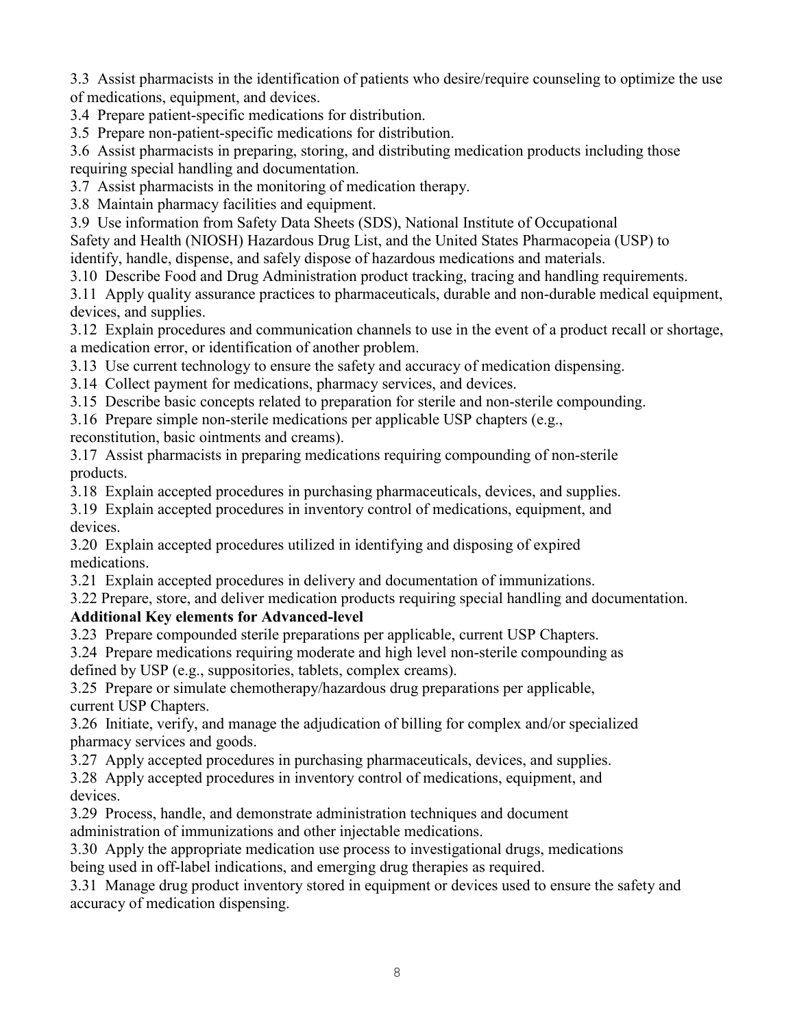3.3 Assist pharmacists in the identification of patients who desire/require counseling to optimize the use of medications, equipment, and devices.

3.4 Prepare patient-specific medications for distribution.

3.5 Prepare non-patient-specific medications for distribution.

3.6 Assist pharmacists in preparing, storing, and distributing medication products including those requiring special handling and documentation.

3.7 Assist pharmacists in the monitoring of medication therapy.

3.8 Maintain pharmacy facilities and equipment.

3.9 Use information from Safety Data Sheets (SDS), National Institute of Occupational Safety and Health (NIOSH) Hazardous Drug List, and the United States Pharmacopeia (USP) to identify, handle, dispense, and safely dispose of hazardous medications and materials.

3.10 Describe Food and Drug Administration product tracking, tracing and handling requirements.

3.11 Apply quality assurance practices to pharmaceuticals, durable and non-durable medical equipment, devices, and supplies.

3.12 Explain procedures and communication channels to use in the event of a product recall or shortage, a medication error, or identification of another problem.

3.13 Use current technology to ensure the safety and accuracy of medication dispensing.

3.14 Collect payment for medications, pharmacy services, and devices.

3.15 Describe basic concepts related to preparation for sterile and non-sterile compounding.

3.16 Prepare simple non-sterile medications per applicable USP chapters (e.g., reconstitution, basic ointments and creams).

3.17 Assist pharmacists in preparing medications requiring compounding of non-sterile products.

3.18 Explain accepted procedures in purchasing pharmaceuticals, devices, and supplies.

3.19 Explain accepted procedures in inventory control of medications, equipment, and devices.

3.20 Explain accepted procedures utilized in identifying and disposing of expired medications.

3.21 Explain accepted procedures in delivery and documentation of immunizations.

3.22 Prepare, store, and deliver medication products requiring special handling and documentation.

**Additional Key elements for Advanced-level**

3.23 Prepare compounded sterile preparations per applicable, current USP Chapters.

3.24 Prepare medications requiring moderate and high level non-sterile compounding as defined by USP (e.g., suppositories, tablets, complex creams).

3.25 Prepare or simulate chemotherapy/hazardous drug preparations per applicable, current USP Chapters.

3.26 Initiate, verify, and manage the adjudication of billing for complex and/or specialized pharmacy services and goods.

3.27 Apply accepted procedures in purchasing pharmaceuticals, devices, and supplies.

3.28 Apply accepted procedures in inventory control of medications, equipment, and devices.

3.29 Process, handle, and demonstrate administration techniques and document administration of immunizations and other injectable medications.

3.30 Apply the appropriate medication use process to investigational drugs, medications being used in off-label indications, and emerging drug therapies as required.

3.31 Manage drug product inventory stored in equipment or devices used to ensure the safety and accuracy of medication dispensing.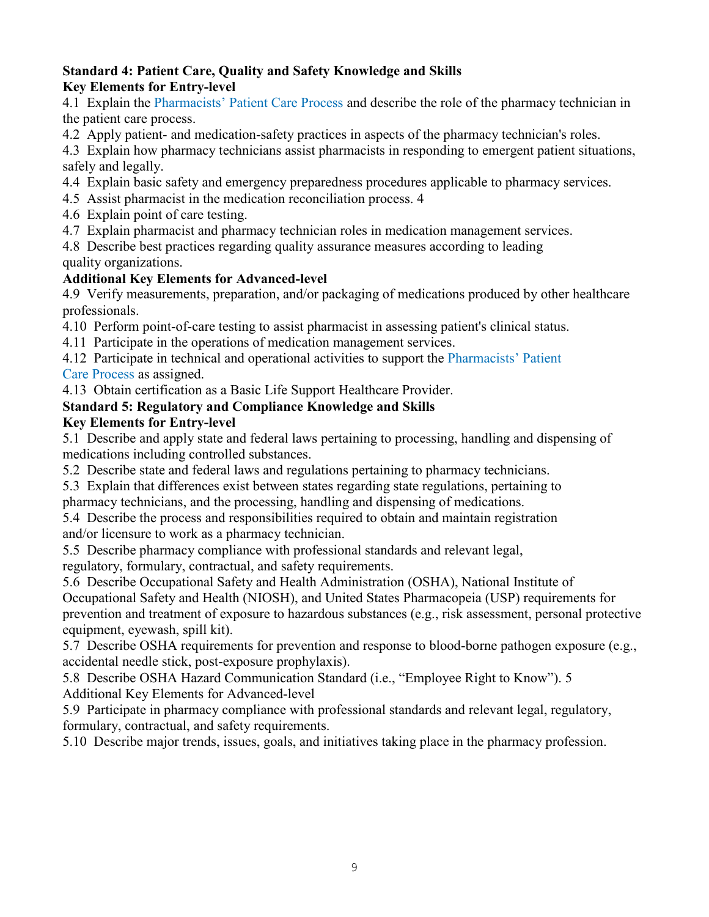**Standard 4: Patient Care, Quality and Safety Knowledge and Skills**

**Key Elements for Entry-level**

4.1 Explain the Pharmacists' Patient Care Process and describe the role of the pharmacy technician in the patient care process.

4.2 Apply patient- and medication-safety practices in aspects of the pharmacy technician's roles.

4.3 Explain how pharmacy technicians assist pharmacists in responding to emergent patient situations, safely and legally.

4.4 Explain basic safety and emergency preparedness procedures applicable to pharmacy services.

4.5 Assist pharmacist in the medication reconciliation process. 4

4.6 Explain point of care testing.

4.7 Explain pharmacist and pharmacy technician roles in medication management services.

4.8 Describe best practices regarding quality assurance measures according to leading quality organizations.

**Additional Key Elements for Advanced-level**

4.9 Verify measurements, preparation, and/or packaging of medications produced by other healthcare professionals.

4.10 Perform point-of-care testing to assist pharmacist in assessing patient's clinical status.

4.11 Participate in the operations of medication management services.

4.12 Participate in technical and operational activities to support the Pharmacists' Patient Care Process as assigned.

4.13 Obtain certification as a Basic Life Support Healthcare Provider.

**Standard 5: Regulatory and Compliance Knowledge and Skills**

**Key Elements for Entry-level**

5.1 Describe and apply state and federal laws pertaining to processing, handling and dispensing of medications including controlled substances.

5.2 Describe state and federal laws and regulations pertaining to pharmacy technicians.

5.3 Explain that differences exist between states regarding state regulations, pertaining to pharmacy technicians, and the processing, handling and dispensing of medications.

5.4 Describe the process and responsibilities required to obtain and maintain registration and/or licensure to work as a pharmacy technician.

5.5 Describe pharmacy compliance with professional standards and relevant legal, regulatory, formulary, contractual, and safety requirements.

5.6 Describe Occupational Safety and Health Administration (OSHA), National Institute of Occupational Safety and Health (NIOSH), and United States Pharmacopeia (USP) requirements for prevention and treatment of exposure to hazardous substances (e.g., risk assessment, personal protective equipment, eyewash, spill kit).

5.7 Describe OSHA requirements for prevention and response to blood-borne pathogen exposure (e.g., accidental needle stick, post-exposure prophylaxis).

5.8 Describe OSHA Hazard Communication Standard (i.e., "Employee Right to Know"). 5

Additional Key Elements for Advanced-level

5.9 Participate in pharmacy compliance with professional standards and relevant legal, regulatory, formulary, contractual, and safety requirements.

5.10 Describe major trends, issues, goals, and initiatives taking place in the pharmacy profession.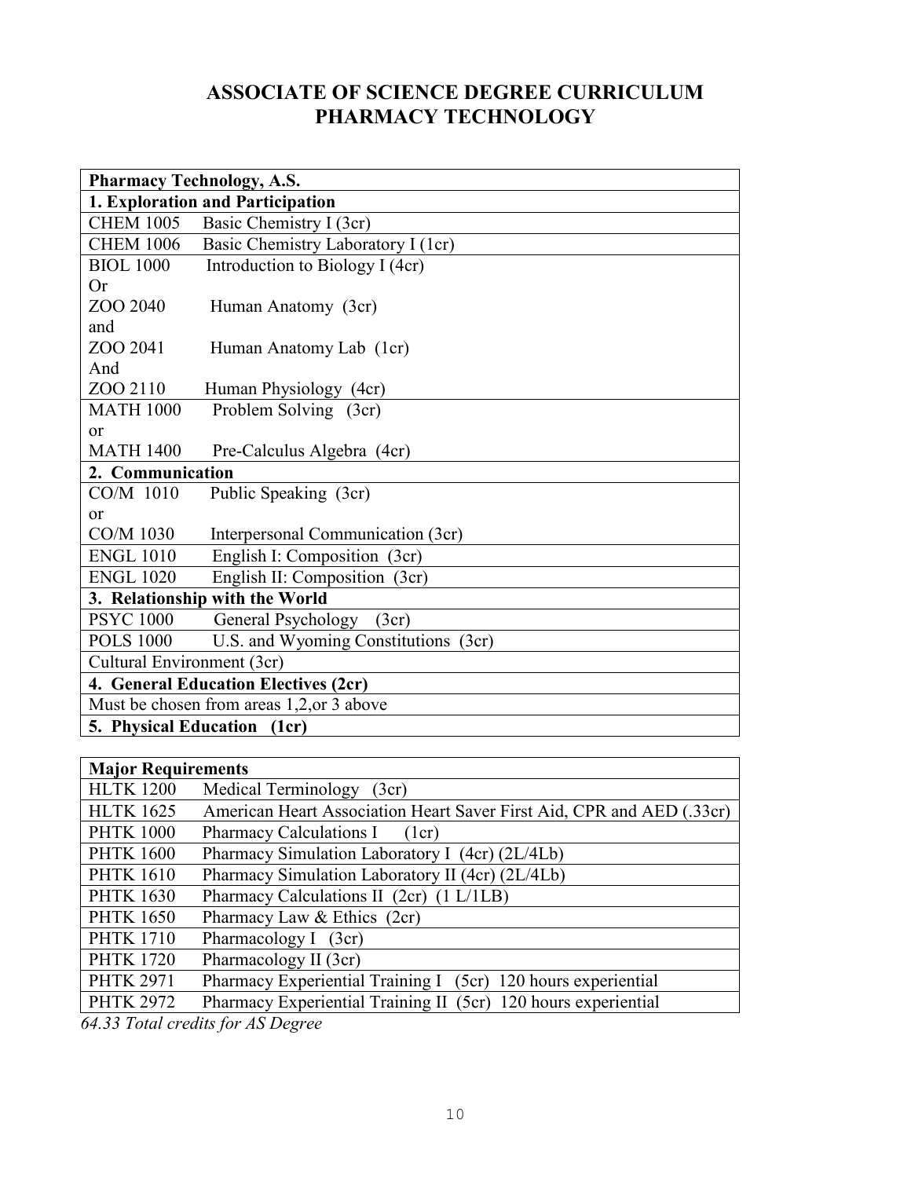# ASSOCIATE OF SCIENCE DEGREE CURRICULUM
# PHARMACY TECHNOLOGY

| **Pharmacy Technology, A.S.** |
|---|
| **1. Exploration and Participation** |
| CHEM 1005 Basic Chemistry I (3cr) |
| CHEM 1006 Basic Chemistry Laboratory I (1cr) |
| BIOL 1000 Introduction to Biology I (4cr)<br>Or<br>ZOO 2040 Human Anatomy (3cr)<br>and<br>ZOO 2041 Human Anatomy Lab (1cr)<br>And<br>ZOO 2110 Human Physiology (4cr) |
| MATH 1000 Problem Solving (3cr)<br>or<br>MATH 1400 Pre-Calculus Algebra (4cr) |
| **2. Communication** |
| CO/M 1010 Public Speaking (3cr)<br>or<br>CO/M 1030 Interpersonal Communication (3cr) |
| ENGL 1010 English I: Composition (3cr) |
| ENGL 1020 English II: Composition (3cr) |
| **3. Relationship with the World** |
| PSYC 1000 General Psychology (3cr) |
| POLS 1000 U.S. and Wyoming Constitutions (3cr) |
| Cultural Environment (3cr) |
| **4. General Education Electives (2cr)** |
| Must be chosen from areas 1,2,or 3 above |
| **5. Physical Education (1cr)** |

| **Major Requirements** | |
|---|---|
| HLTK 1200 | Medical Terminology (3cr) |
| HLTK 1625 | American Heart Association Heart Saver First Aid, CPR and AED (.33cr) |
| PHTK 1000 | Pharmacy Calculations I (1cr) |
| PHTK 1600 | Pharmacy Simulation Laboratory I (4cr) (2L/4Lb) |
| PHTK 1610 | Pharmacy Simulation Laboratory II (4cr) (2L/4Lb) |
| PHTK 1630 | Pharmacy Calculations II (2cr) (1 L/1LB) |
| PHTK 1650 | Pharmacy Law & Ethics (2cr) |
| PHTK 1710 | Pharmacology I (3cr) |
| PHTK 1720 | Pharmacology II (3cr) |
| PHTK 2971 | Pharmacy Experiential Training I (5cr) 120 hours experiential |
| PHTK 2972 | Pharmacy Experiential Training II (5cr) 120 hours experiential |

*64.33 Total credits for AS Degree*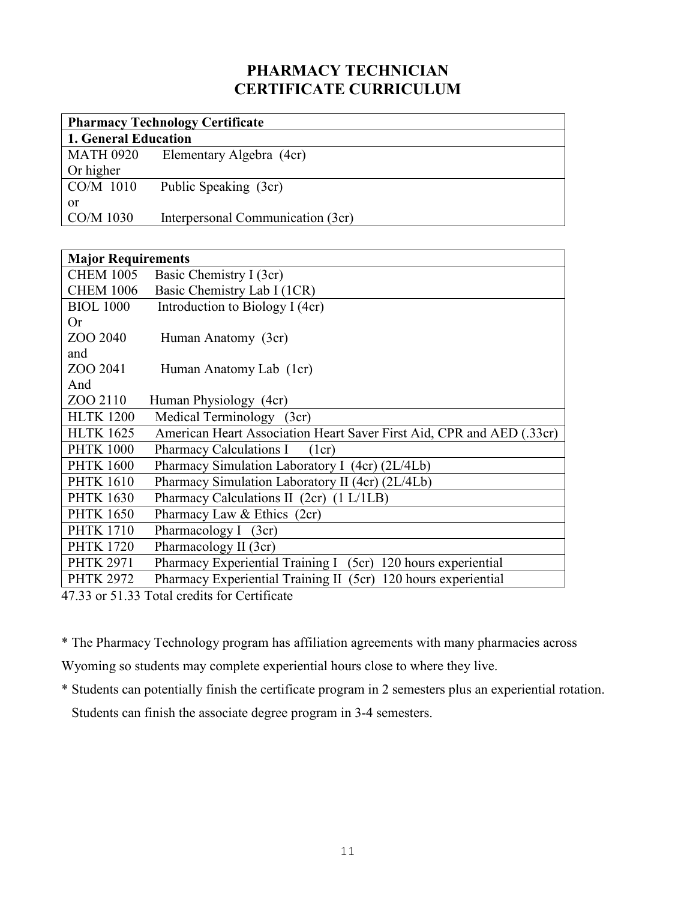# PHARMACY TECHNICIAN CERTIFICATE CURRICULUM

| Pharmacy Technology Certificate | |
|---|---|
| **1. General Education** | |
| MATH 0920 Or higher | Elementary Algebra (4cr) |
| CO/M 1010 or CO/M 1030 | Public Speaking (3cr) or Interpersonal Communication (3cr) |

| Major Requirements | |
|---|---|
| CHEM 1005 | Basic Chemistry I (3cr) |
| CHEM 1006 | Basic Chemistry Lab I (1CR) |
| BIOL 1000 | Introduction to Biology I (4cr) |
| Or | |
| ZOO 2040 | Human Anatomy (3cr) |
| and | |
| ZOO 2041 | Human Anatomy Lab (1cr) |
| And | |
| ZOO 2110 | Human Physiology (4cr) |
| HLTK 1200 | Medical Terminology (3cr) |
| HLTK 1625 | American Heart Association Heart Saver First Aid, CPR and AED (.33cr) |
| PHTK 1000 | Pharmacy Calculations I (1cr) |
| PHTK 1600 | Pharmacy Simulation Laboratory I (4cr) (2L/4Lb) |
| PHTK 1610 | Pharmacy Simulation Laboratory II (4cr) (2L/4Lb) |
| PHTK 1630 | Pharmacy Calculations II (2cr) (1 L/1LB) |
| PHTK 1650 | Pharmacy Law & Ethics (2cr) |
| PHTK 1710 | Pharmacology I (3cr) |
| PHTK 1720 | Pharmacology II (3cr) |
| PHTK 2971 | Pharmacy Experiential Training I (5cr) 120 hours experiential |
| PHTK 2972 | Pharmacy Experiential Training II (5cr) 120 hours experiential |

47.33 or 51.33 Total credits for Certificate

* The Pharmacy Technology program has affiliation agreements with many pharmacies across Wyoming so students may complete experiential hours close to where they live.
* Students can potentially finish the certificate program in 2 semesters plus an experiential rotation. Students can finish the associate degree program in 3-4 semesters.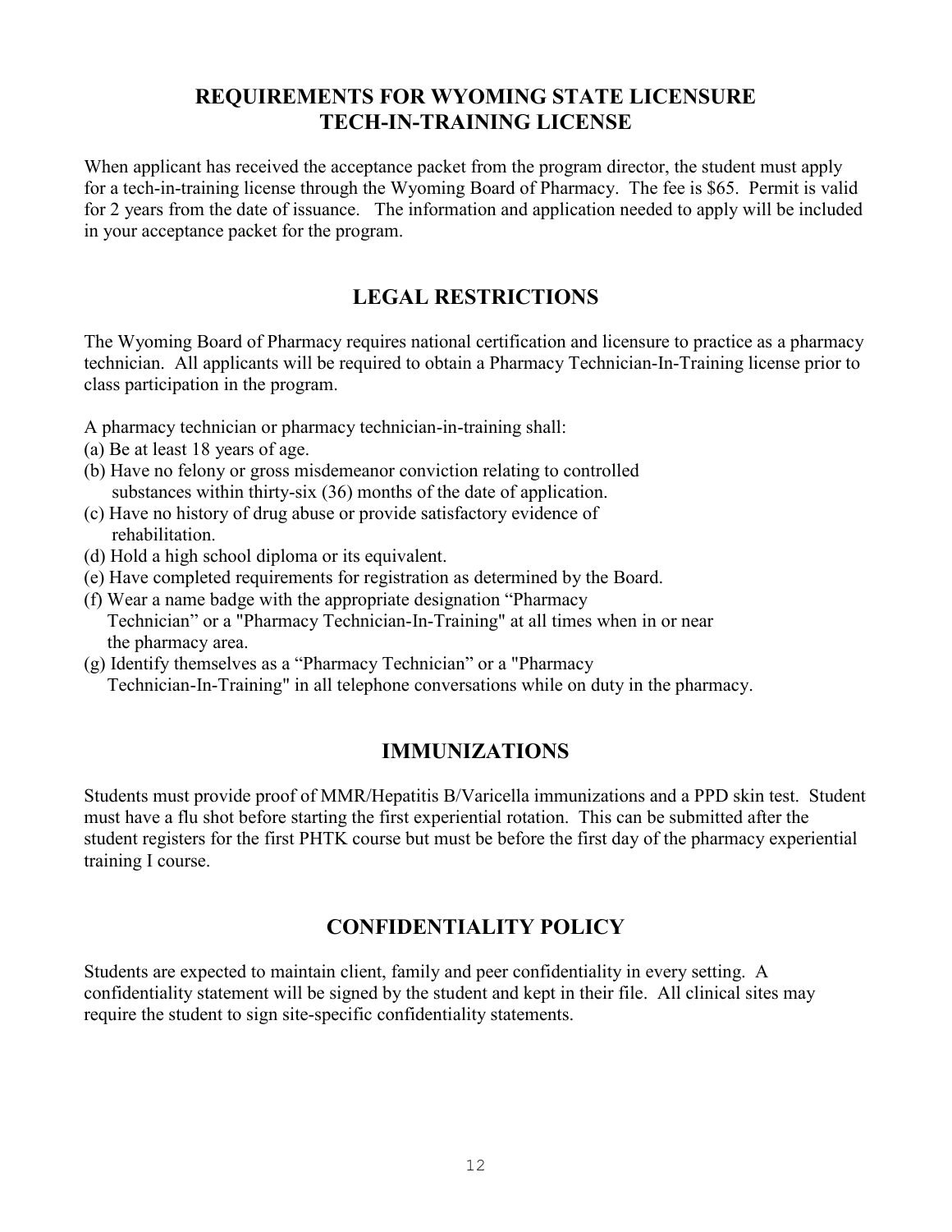## REQUIREMENTS FOR WYOMING STATE LICENSURE TECH-IN-TRAINING LICENSE

When applicant has received the acceptance packet from the program director, the student must apply for a tech-in-training license through the Wyoming Board of Pharmacy. The fee is $65. Permit is valid for 2 years from the date of issuance. The information and application needed to apply will be included in your acceptance packet for the program.

## LEGAL RESTRICTIONS

The Wyoming Board of Pharmacy requires national certification and licensure to practice as a pharmacy technician. All applicants will be required to obtain a Pharmacy Technician-In-Training license prior to class participation in the program.

A pharmacy technician or pharmacy technician-in-training shall:

(a) Be at least 18 years of age.  
(b) Have no felony or gross misdemeanor conviction relating to controlled substances within thirty-six (36) months of the date of application.  
(c) Have no history of drug abuse or provide satisfactory evidence of rehabilitation.  
(d) Hold a high school diploma or its equivalent.  
(e) Have completed requirements for registration as determined by the Board.  
(f) Wear a name badge with the appropriate designation "Pharmacy Technician" or a "Pharmacy Technician-In-Training" at all times when in or near the pharmacy area.  
(g) Identify themselves as a "Pharmacy Technician" or a "Pharmacy Technician-In-Training" in all telephone conversations while on duty in the pharmacy.

## IMMUNIZATIONS

Students must provide proof of MMR/Hepatitis B/Varicella immunizations and a PPD skin test. Student must have a flu shot before starting the first experiential rotation. This can be submitted after the student registers for the first PHTK course but must be before the first day of the pharmacy experiential training I course.

## CONFIDENTIALITY POLICY

Students are expected to maintain client, family and peer confidentiality in every setting. A confidentiality statement will be signed by the student and kept in their file. All clinical sites may require the student to sign site-specific confidentiality statements.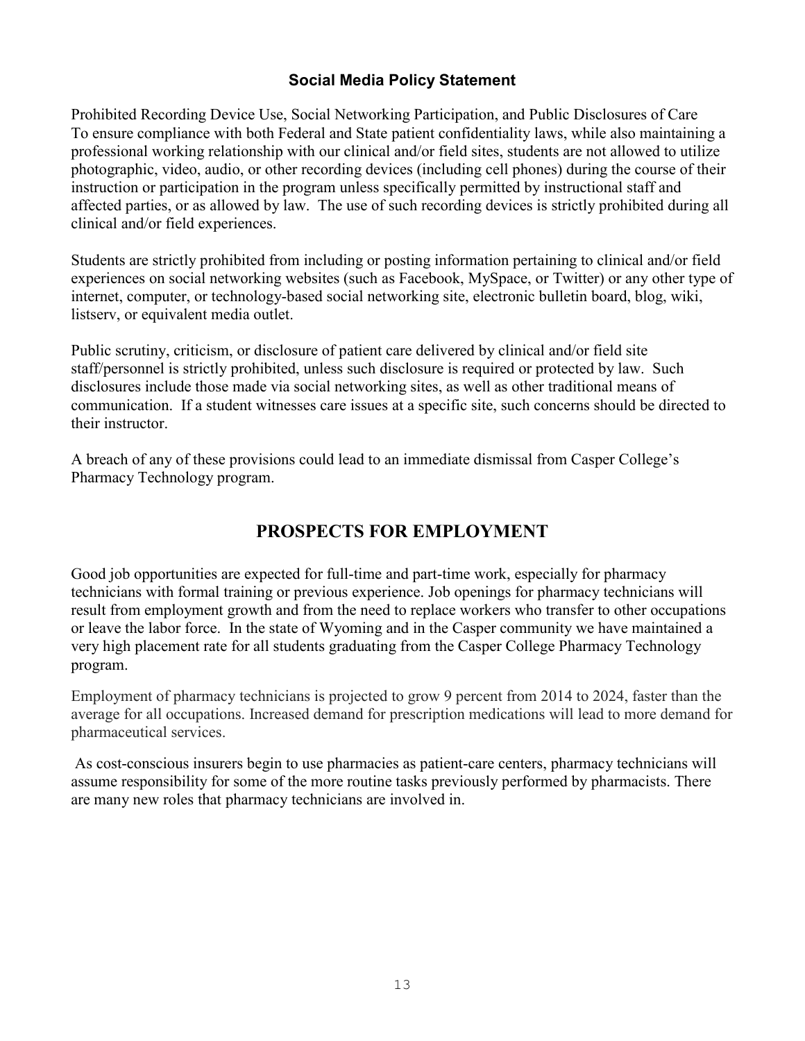### Social Media Policy Statement

Prohibited Recording Device Use, Social Networking Participation, and Public Disclosures of Care
To ensure compliance with both Federal and State patient confidentiality laws, while also maintaining a professional working relationship with our clinical and/or field sites, students are not allowed to utilize photographic, video, audio, or other recording devices (including cell phones) during the course of their instruction or participation in the program unless specifically permitted by instructional staff and affected parties, or as allowed by law. The use of such recording devices is strictly prohibited during all clinical and/or field experiences.

Students are strictly prohibited from including or posting information pertaining to clinical and/or field experiences on social networking websites (such as Facebook, MySpace, or Twitter) or any other type of internet, computer, or technology-based social networking site, electronic bulletin board, blog, wiki, listserv, or equivalent media outlet.

Public scrutiny, criticism, or disclosure of patient care delivered by clinical and/or field site staff/personnel is strictly prohibited, unless such disclosure is required or protected by law. Such disclosures include those made via social networking sites, as well as other traditional means of communication. If a student witnesses care issues at a specific site, such concerns should be directed to their instructor.

A breach of any of these provisions could lead to an immediate dismissal from Casper College's Pharmacy Technology program.

## PROSPECTS FOR EMPLOYMENT

Good job opportunities are expected for full-time and part-time work, especially for pharmacy technicians with formal training or previous experience. Job openings for pharmacy technicians will result from employment growth and from the need to replace workers who transfer to other occupations or leave the labor force. In the state of Wyoming and in the Casper community we have maintained a very high placement rate for all students graduating from the Casper College Pharmacy Technology program.

Employment of pharmacy technicians is projected to grow 9 percent from 2014 to 2024, faster than the average for all occupations. Increased demand for prescription medications will lead to more demand for pharmaceutical services.

As cost-conscious insurers begin to use pharmacies as patient-care centers, pharmacy technicians will assume responsibility for some of the more routine tasks previously performed by pharmacists. There are many new roles that pharmacy technicians are involved in.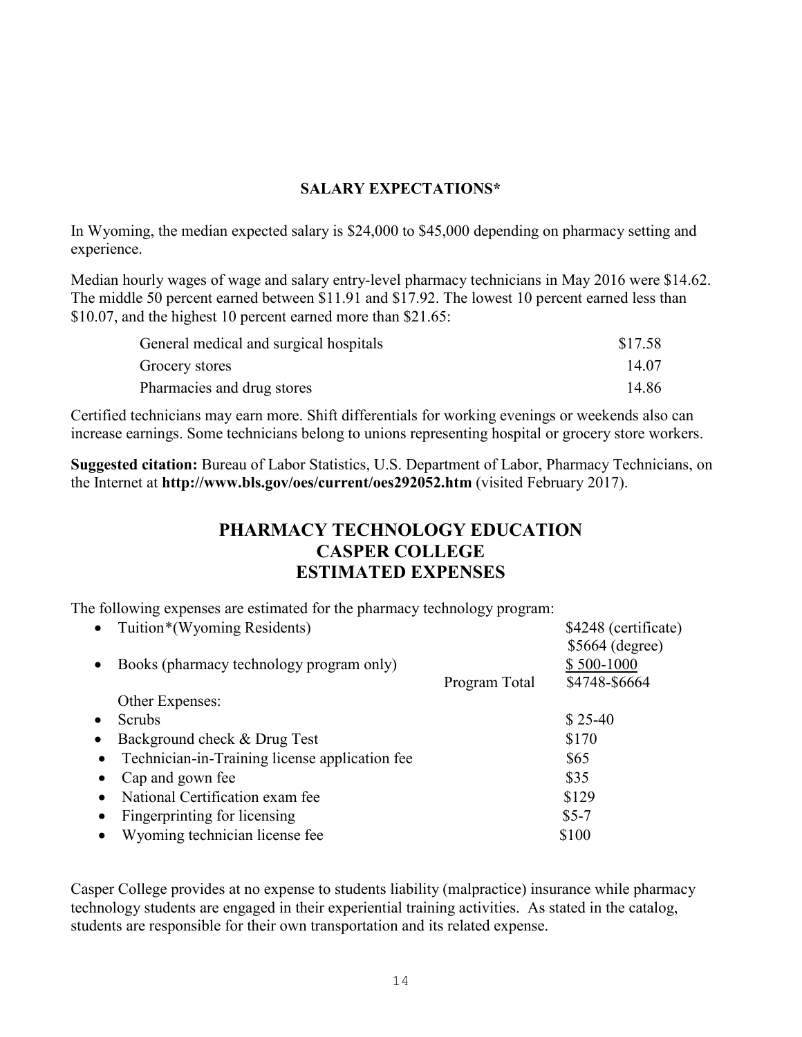## SALARY EXPECTATIONS*

In Wyoming, the median expected salary is $24,000 to $45,000 depending on pharmacy setting and experience.

Median hourly wages of wage and salary entry-level pharmacy technicians in May 2016 were $14.62. The middle 50 percent earned between $11.91 and $17.92. The lowest 10 percent earned less than $10.07, and the highest 10 percent earned more than $21.65:

| | |
|---|---|
| General medical and surgical hospitals | $17.58 |
| Grocery stores | 14.07 |
| Pharmacies and drug stores | 14.86 |

Certified technicians may earn more. Shift differentials for working evenings or weekends also can increase earnings. Some technicians belong to unions representing hospital or grocery store workers.

**Suggested citation:** Bureau of Labor Statistics, U.S. Department of Labor, Pharmacy Technicians, on the Internet at **http://www.bls.gov/oes/current/oes292052.htm** (visited February 2017).

## PHARMACY TECHNOLOGY EDUCATION CASPER COLLEGE ESTIMATED EXPENSES

The following expenses are estimated for the pharmacy technology program:

| | | |
|---|---|---|
| • Tuition*(Wyoming Residents) | | $4248 (certificate)<br>$5664 (degree) |
| • Books (pharmacy technology program only) | | $ 500-1000 |
| | Program Total | $4748-$6664 |
| Other Expenses: | | |
| • Scrubs | | $ 25-40 |
| • Background check & Drug Test | | $170 |
| • Technician-in-Training license application fee | | $65 |
| • Cap and gown fee | | $35 |
| • National Certification exam fee | | $129 |
| • Fingerprinting for licensing | | $5-7 |
| • Wyoming technician license fee | | $100 |

Casper College provides at no expense to students liability (malpractice) insurance while pharmacy technology students are engaged in their experiential training activities. As stated in the catalog, students are responsible for their own transportation and its related expense.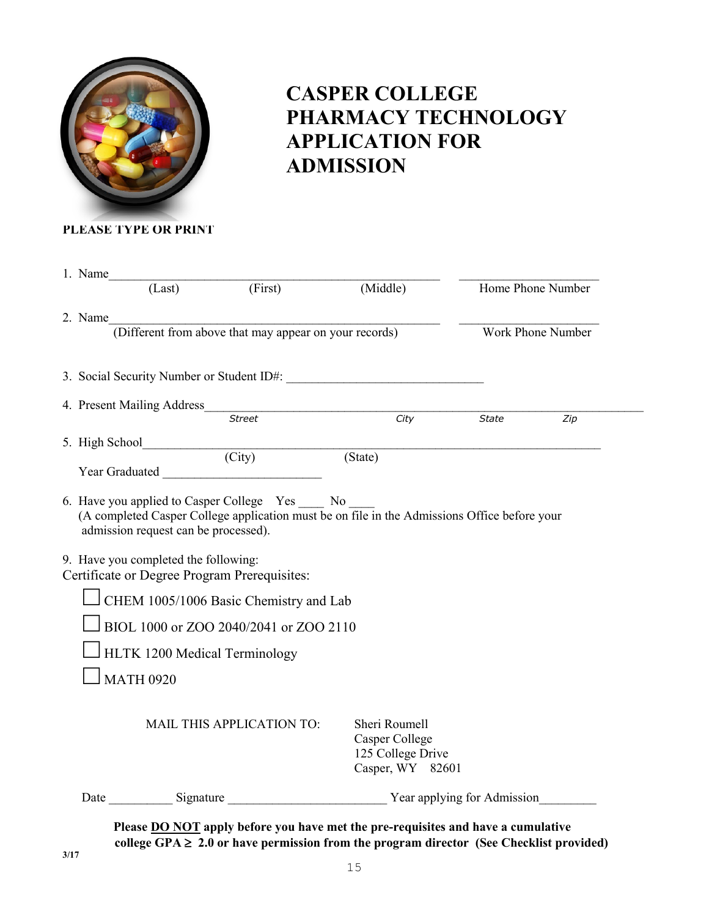# CASPER COLLEGE PHARMACY TECHNOLOGY APPLICATION FOR ADMISSION

**PLEASE TYPE OR PRINT**

1. Name_____________________________________________________ ______________________
   (Last) (First) (Middle) Home Phone Number

2. Name_____________________________________________________ ______________________
   (Different from above that may appear on your records) Work Phone Number

3. Social Security Number or Student ID#: ______________________________

4. Present Mailing Address_____________________________________________________________________
   *Street* *City* *State* *Zip*

5. High School_______________________________________________________________________
   (City) (State)
   Year Graduated _________________________

6. Have you applied to Casper College Yes ____ No ____
   (A completed Casper College application must be on file in the Admissions Office before your admission request can be processed).

9. Have you completed the following:
   Certificate or Degree Program Prerequisites:

- ☐ CHEM 1005/1006 Basic Chemistry and Lab
- ☐ BIOL 1000 or ZOO 2040/2041 or ZOO 2110
- ☐ HLTK 1200 Medical Terminology
- ☐ MATH 0920

MAIL THIS APPLICATION TO:

Sheri Roumell
Casper College
125 College Drive
Casper, WY 82601

Date __________ Signature ________________________ Year applying for Admission_________

**Please DO NOT apply before you have met the pre-requisites and have a cumulative college GPA ≥ 2.0 or have permission from the program director (See Checklist provided)**

**3/17**